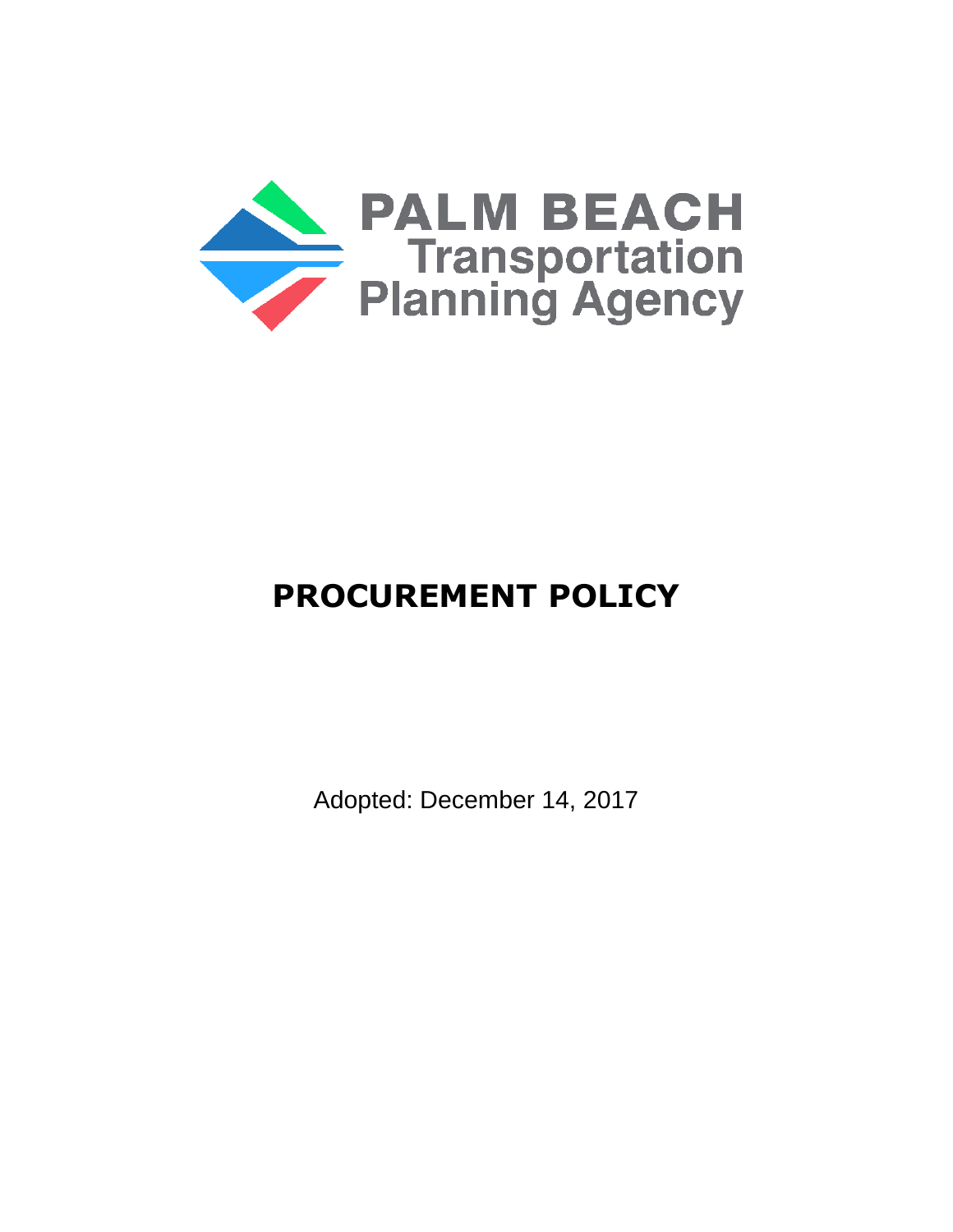PALM BEACH
Transportation
Planning Agency

# PROCUREMENT POLICY

Adopted: December 14, 2017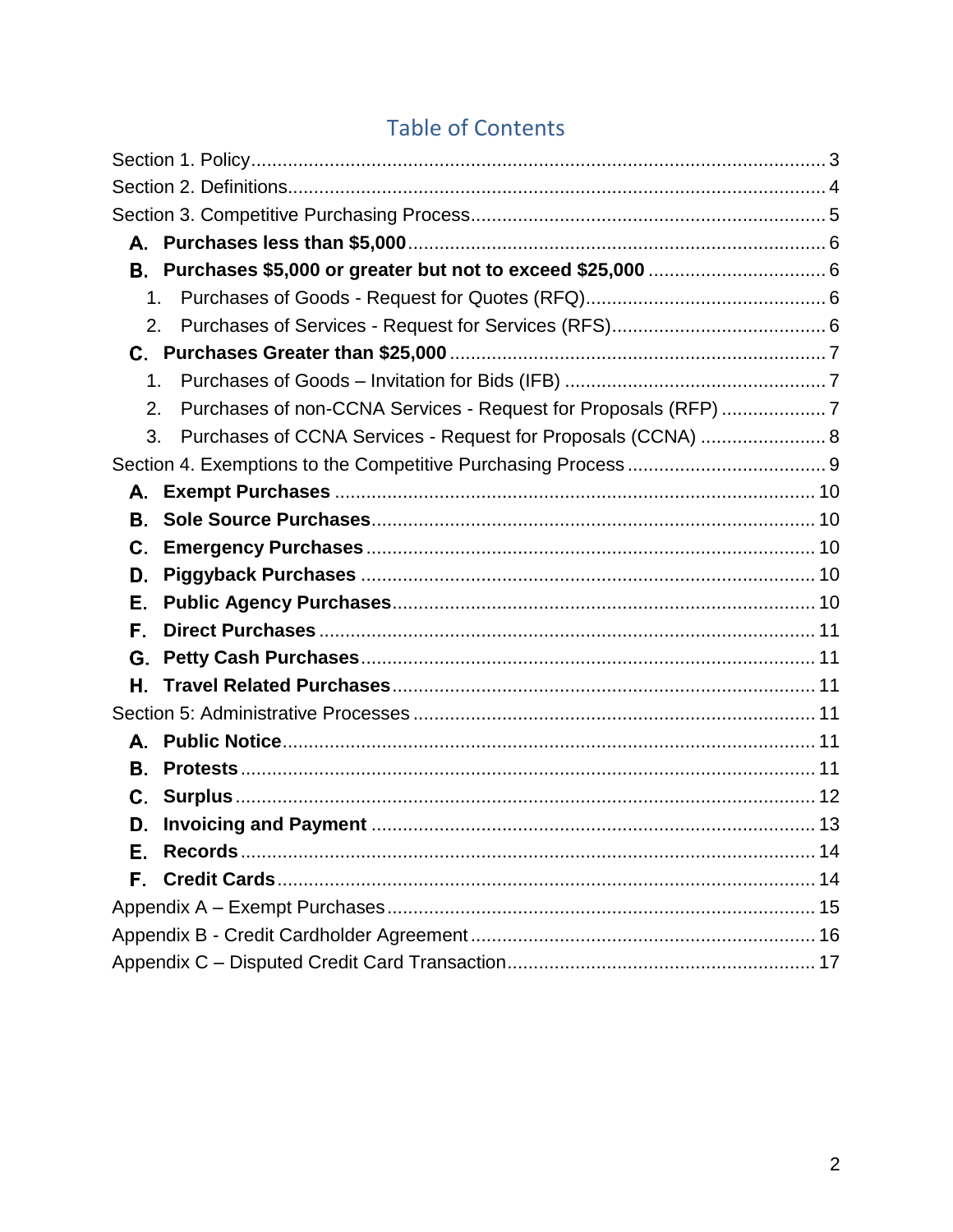# Table of Contents

Section 1. Policy ..... 3
Section 2. Definitions ..... 4
Section 3. Competitive Purchasing Process ..... 5
- **A. Purchases less than $5,000** ..... 6
- **B. Purchases $5,000 or greater but not to exceed $25,000** ..... 6
  1. Purchases of Goods - Request for Quotes (RFQ) ..... 6
  2. Purchases of Services - Request for Services (RFS) ..... 6
- **C. Purchases Greater than $25,000** ..... 7
  1. Purchases of Goods – Invitation for Bids (IFB) ..... 7
  2. Purchases of non-CCNA Services - Request for Proposals (RFP) ..... 7
  3. Purchases of CCNA Services - Request for Proposals (CCNA) ..... 8

Section 4. Exemptions to the Competitive Purchasing Process ..... 9
- **A. Exempt Purchases** ..... 10
- **B. Sole Source Purchases** ..... 10
- **C. Emergency Purchases** ..... 10
- **D. Piggyback Purchases** ..... 10
- **E. Public Agency Purchases** ..... 10
- **F. Direct Purchases** ..... 11
- **G. Petty Cash Purchases** ..... 11
- **H. Travel Related Purchases** ..... 11

Section 5: Administrative Processes ..... 11
- **A. Public Notice** ..... 11
- **B. Protests** ..... 11
- **C. Surplus** ..... 12
- **D. Invoicing and Payment** ..... 13
- **E. Records** ..... 14
- **F. Credit Cards** ..... 14

Appendix A – Exempt Purchases ..... 15
Appendix B - Credit Cardholder Agreement ..... 16
Appendix C – Disputed Credit Card Transaction ..... 17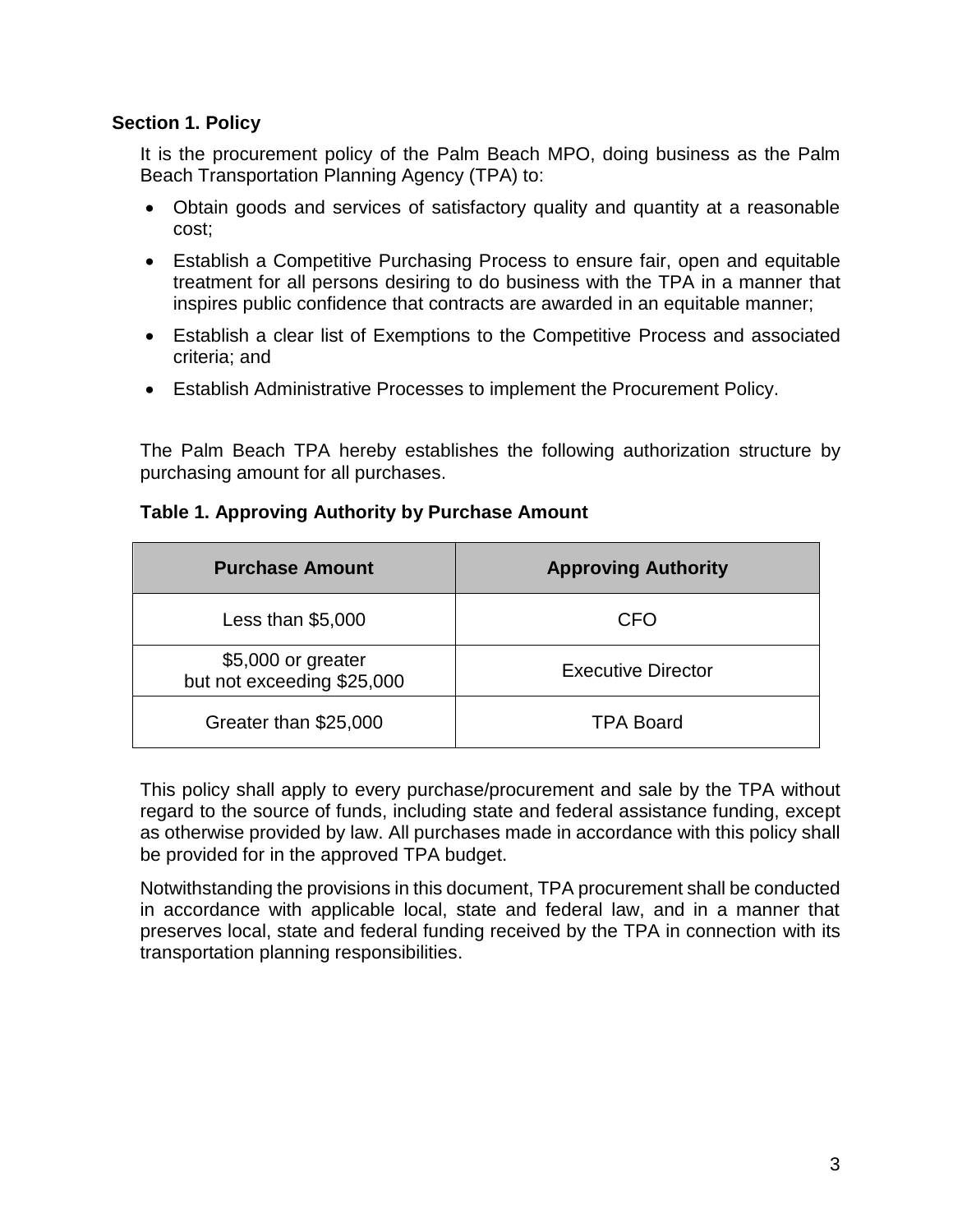## Section 1. Policy

It is the procurement policy of the Palm Beach MPO, doing business as the Palm Beach Transportation Planning Agency (TPA) to:

- Obtain goods and services of satisfactory quality and quantity at a reasonable cost;
- Establish a Competitive Purchasing Process to ensure fair, open and equitable treatment for all persons desiring to do business with the TPA in a manner that inspires public confidence that contracts are awarded in an equitable manner;
- Establish a clear list of Exemptions to the Competitive Process and associated criteria; and
- Establish Administrative Processes to implement the Procurement Policy.

The Palm Beach TPA hereby establishes the following authorization structure by purchasing amount for all purchases.

**Table 1. Approving Authority by Purchase Amount**

| Purchase Amount | Approving Authority |
|---|---|
| Less than $5,000 | CFO |
| $5,000 or greater but not exceeding $25,000 | Executive Director |
| Greater than $25,000 | TPA Board |

This policy shall apply to every purchase/procurement and sale by the TPA without regard to the source of funds, including state and federal assistance funding, except as otherwise provided by law. All purchases made in accordance with this policy shall be provided for in the approved TPA budget.

Notwithstanding the provisions in this document, TPA procurement shall be conducted in accordance with applicable local, state and federal law, and in a manner that preserves local, state and federal funding received by the TPA in connection with its transportation planning responsibilities.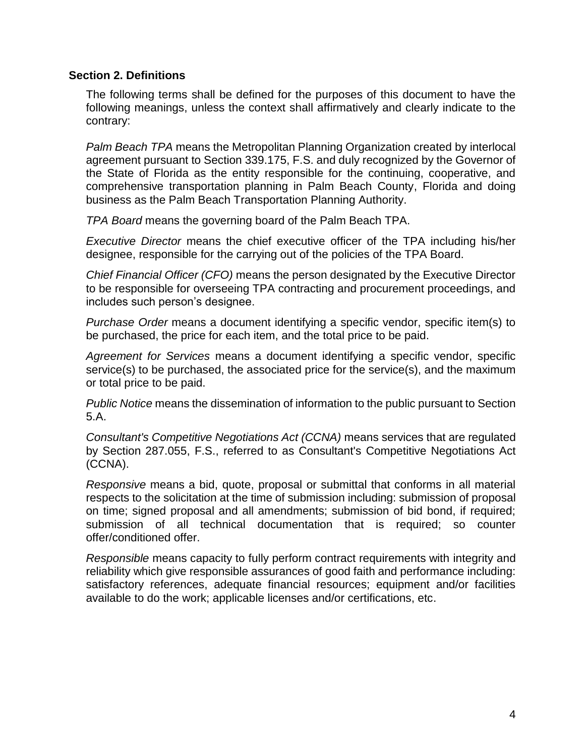## Section 2. Definitions

The following terms shall be defined for the purposes of this document to have the following meanings, unless the context shall affirmatively and clearly indicate to the contrary:

*Palm Beach TPA* means the Metropolitan Planning Organization created by interlocal agreement pursuant to Section 339.175, F.S. and duly recognized by the Governor of the State of Florida as the entity responsible for the continuing, cooperative, and comprehensive transportation planning in Palm Beach County, Florida and doing business as the Palm Beach Transportation Planning Authority.

*TPA Board* means the governing board of the Palm Beach TPA.

*Executive Director* means the chief executive officer of the TPA including his/her designee, responsible for the carrying out of the policies of the TPA Board.

*Chief Financial Officer (CFO)* means the person designated by the Executive Director to be responsible for overseeing TPA contracting and procurement proceedings, and includes such person's designee.

*Purchase Order* means a document identifying a specific vendor, specific item(s) to be purchased, the price for each item, and the total price to be paid.

*Agreement for Services* means a document identifying a specific vendor, specific service(s) to be purchased, the associated price for the service(s), and the maximum or total price to be paid.

*Public Notice* means the dissemination of information to the public pursuant to Section 5.A.

*Consultant's Competitive Negotiations Act (CCNA)* means services that are regulated by Section 287.055, F.S., referred to as Consultant's Competitive Negotiations Act (CCNA).

*Responsive* means a bid, quote, proposal or submittal that conforms in all material respects to the solicitation at the time of submission including: submission of proposal on time; signed proposal and all amendments; submission of bid bond, if required; submission of all technical documentation that is required; so counter offer/conditioned offer.

*Responsible* means capacity to fully perform contract requirements with integrity and reliability which give responsible assurances of good faith and performance including: satisfactory references, adequate financial resources; equipment and/or facilities available to do the work; applicable licenses and/or certifications, etc.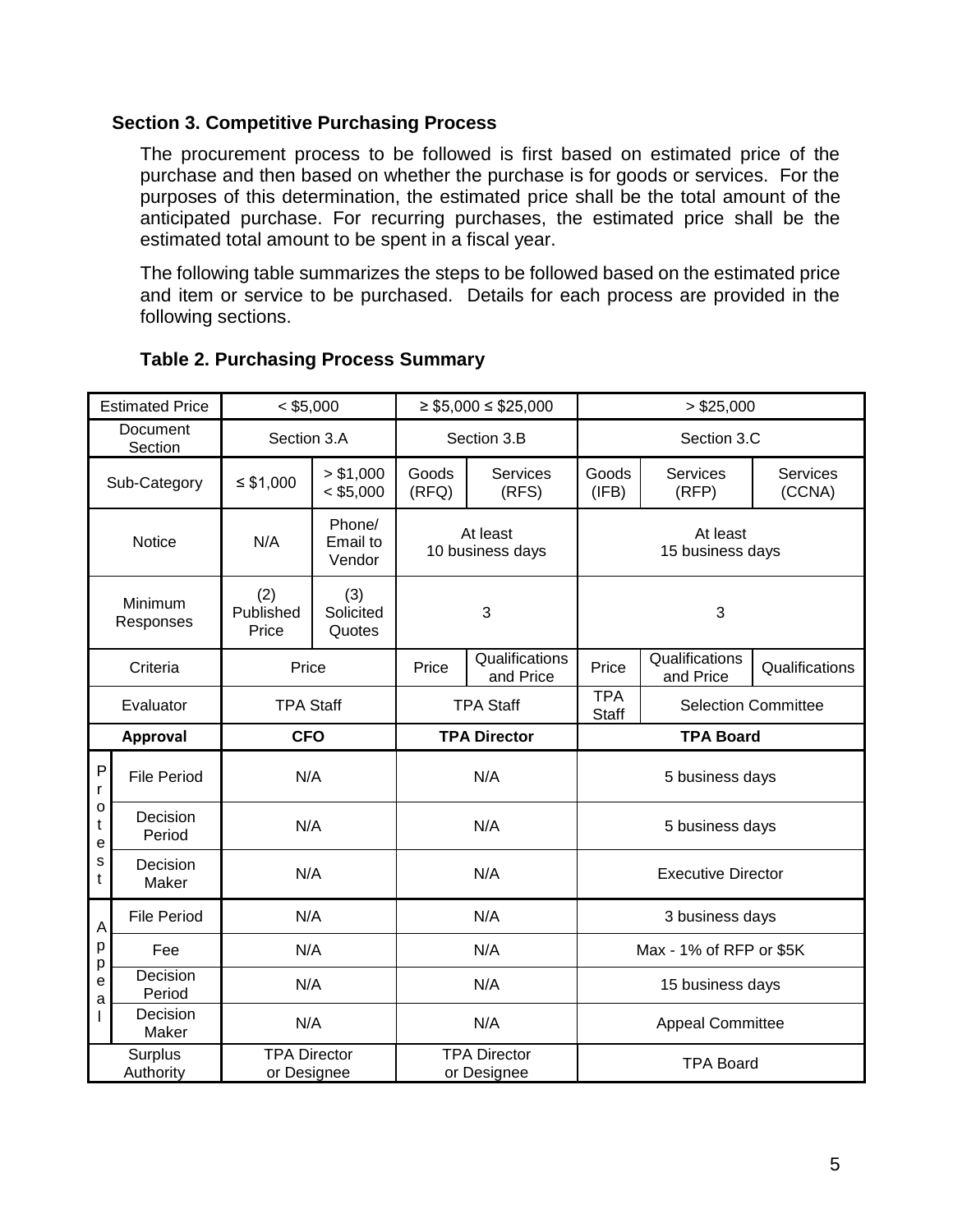### Section 3. Competitive Purchasing Process

The procurement process to be followed is first based on estimated price of the purchase and then based on whether the purchase is for goods or services. For the purposes of this determination, the estimated price shall be the total amount of the anticipated purchase. For recurring purchases, the estimated price shall be the estimated total amount to be spent in a fiscal year.

The following table summarizes the steps to be followed based on the estimated price and item or service to be purchased. Details for each process are provided in the following sections.

**Table 2. Purchasing Process Summary**

| | Estimated Price | < $5,000 | | ≥ $5,000 ≤ $25,000 | | > $25,000 | | |
|---|---|---|---|---|---|---|---|---|
| | Document Section | Section 3.A | | Section 3.B | | Section 3.C | | |
| | Sub-Category | ≤ $1,000 | > $1,000 < $5,000 | Goods (RFQ) | Services (RFS) | Goods (IFB) | Services (RFP) | Services (CCNA) |
| | Notice | N/A | Phone/ Email to Vendor | At least 10 business days | | At least 15 business days | | |
| | Minimum Responses | (2) Published Price | (3) Solicited Quotes | 3 | | 3 | | |
| | Criteria | Price | | Price | Qualifications and Price | Price | Qualifications and Price | Qualifications |
| | Evaluator | TPA Staff | | TPA Staff | | TPA Staff | Selection Committee | |
| | **Approval** | **CFO** | | **TPA Director** | | **TPA Board** | | |
| Protest | File Period | N/A | | N/A | | 5 business days | | |
| Protest | Decision Period | N/A | | N/A | | 5 business days | | |
| Protest | Decision Maker | N/A | | N/A | | Executive Director | | |
| Appeal | File Period | N/A | | N/A | | 3 business days | | |
| Appeal | Fee | N/A | | N/A | | Max - 1% of RFP or $5K | | |
| Appeal | Decision Period | N/A | | N/A | | 15 business days | | |
| Appeal | Decision Maker | N/A | | N/A | | Appeal Committee | | |
| | Surplus Authority | TPA Director or Designee | | TPA Director or Designee | | TPA Board | | |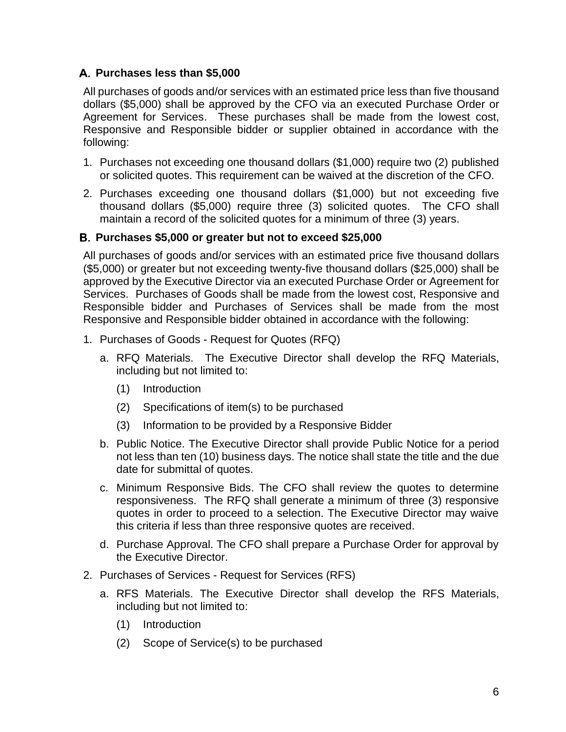### A. Purchases less than $5,000

All purchases of goods and/or services with an estimated price less than five thousand dollars ($5,000) shall be approved by the CFO via an executed Purchase Order or Agreement for Services. These purchases shall be made from the lowest cost, Responsive and Responsible bidder or supplier obtained in accordance with the following:

1. Purchases not exceeding one thousand dollars ($1,000) require two (2) published or solicited quotes. This requirement can be waived at the discretion of the CFO.
2. Purchases exceeding one thousand dollars ($1,000) but not exceeding five thousand dollars ($5,000) require three (3) solicited quotes. The CFO shall maintain a record of the solicited quotes for a minimum of three (3) years.

### B. Purchases $5,000 or greater but not to exceed $25,000

All purchases of goods and/or services with an estimated price five thousand dollars ($5,000) or greater but not exceeding twenty-five thousand dollars ($25,000) shall be approved by the Executive Director via an executed Purchase Order or Agreement for Services. Purchases of Goods shall be made from the lowest cost, Responsive and Responsible bidder and Purchases of Services shall be made from the most Responsive and Responsible bidder obtained in accordance with the following:

1. Purchases of Goods - Request for Quotes (RFQ)
   a. RFQ Materials. The Executive Director shall develop the RFQ Materials, including but not limited to:
      (1) Introduction
      (2) Specifications of item(s) to be purchased
      (3) Information to be provided by a Responsive Bidder
   b. Public Notice. The Executive Director shall provide Public Notice for a period not less than ten (10) business days. The notice shall state the title and the due date for submittal of quotes.
   c. Minimum Responsive Bids. The CFO shall review the quotes to determine responsiveness. The RFQ shall generate a minimum of three (3) responsive quotes in order to proceed to a selection. The Executive Director may waive this criteria if less than three responsive quotes are received.
   d. Purchase Approval. The CFO shall prepare a Purchase Order for approval by the Executive Director.
2. Purchases of Services - Request for Services (RFS)
   a. RFS Materials. The Executive Director shall develop the RFS Materials, including but not limited to:
      (1) Introduction
      (2) Scope of Service(s) to be purchased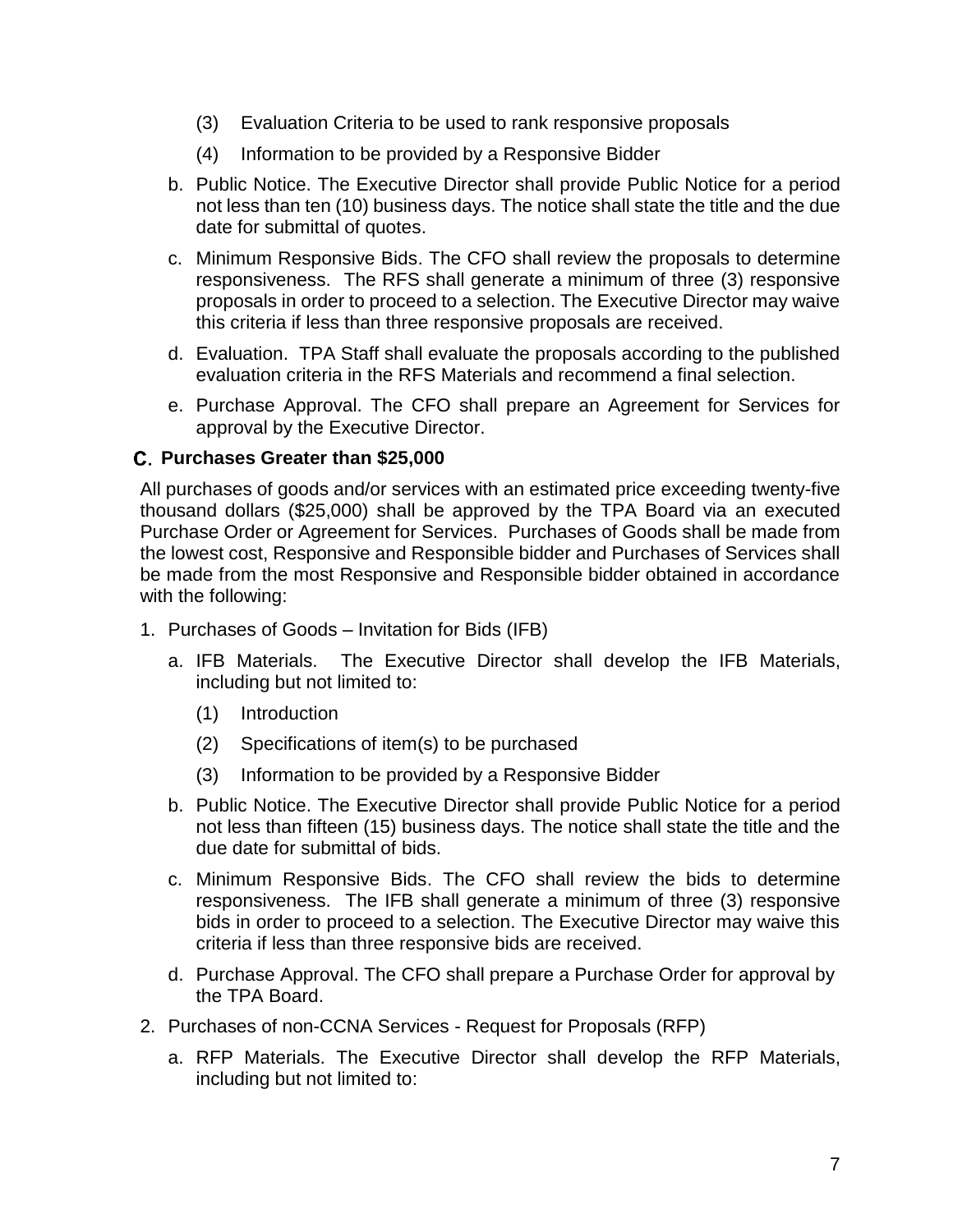(3) Evaluation Criteria to be used to rank responsive proposals

(4) Information to be provided by a Responsive Bidder

b. Public Notice. The Executive Director shall provide Public Notice for a period not less than ten (10) business days. The notice shall state the title and the due date for submittal of quotes.

c. Minimum Responsive Bids. The CFO shall review the proposals to determine responsiveness. The RFS shall generate a minimum of three (3) responsive proposals in order to proceed to a selection. The Executive Director may waive this criteria if less than three responsive proposals are received.

d. Evaluation. TPA Staff shall evaluate the proposals according to the published evaluation criteria in the RFS Materials and recommend a final selection.

e. Purchase Approval. The CFO shall prepare an Agreement for Services for approval by the Executive Director.

### C. Purchases Greater than $25,000

All purchases of goods and/or services with an estimated price exceeding twenty-five thousand dollars ($25,000) shall be approved by the TPA Board via an executed Purchase Order or Agreement for Services. Purchases of Goods shall be made from the lowest cost, Responsive and Responsible bidder and Purchases of Services shall be made from the most Responsive and Responsible bidder obtained in accordance with the following:

1. Purchases of Goods – Invitation for Bids (IFB)

   a. IFB Materials. The Executive Director shall develop the IFB Materials, including but not limited to:

      (1) Introduction

      (2) Specifications of item(s) to be purchased

      (3) Information to be provided by a Responsive Bidder

   b. Public Notice. The Executive Director shall provide Public Notice for a period not less than fifteen (15) business days. The notice shall state the title and the due date for submittal of bids.

   c. Minimum Responsive Bids. The CFO shall review the bids to determine responsiveness. The IFB shall generate a minimum of three (3) responsive bids in order to proceed to a selection. The Executive Director may waive this criteria if less than three responsive bids are received.

   d. Purchase Approval. The CFO shall prepare a Purchase Order for approval by the TPA Board.

2. Purchases of non-CCNA Services - Request for Proposals (RFP)

   a. RFP Materials. The Executive Director shall develop the RFP Materials, including but not limited to: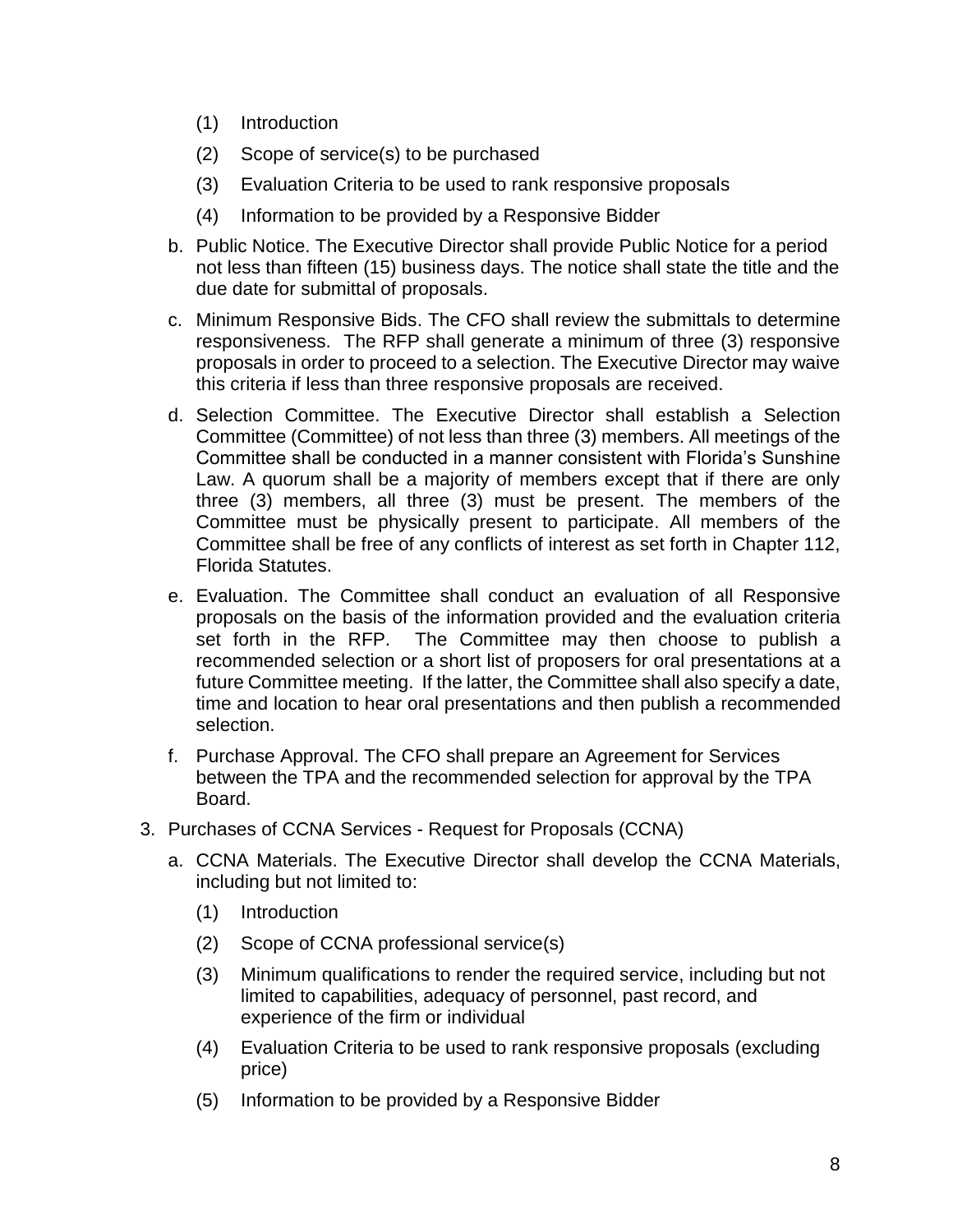(1) Introduction
    (2) Scope of service(s) to be purchased
    (3) Evaluation Criteria to be used to rank responsive proposals
    (4) Information to be provided by a Responsive Bidder

  b. Public Notice. The Executive Director shall provide Public Notice for a period not less than fifteen (15) business days. The notice shall state the title and the due date for submittal of proposals.

  c. Minimum Responsive Bids. The CFO shall review the submittals to determine responsiveness. The RFP shall generate a minimum of three (3) responsive proposals in order to proceed to a selection. The Executive Director may waive this criteria if less than three responsive proposals are received.

  d. Selection Committee. The Executive Director shall establish a Selection Committee (Committee) of not less than three (3) members. All meetings of the Committee shall be conducted in a manner consistent with Florida's Sunshine Law. A quorum shall be a majority of members except that if there are only three (3) members, all three (3) must be present. The members of the Committee must be physically present to participate. All members of the Committee shall be free of any conflicts of interest as set forth in Chapter 112, Florida Statutes.

  e. Evaluation. The Committee shall conduct an evaluation of all Responsive proposals on the basis of the information provided and the evaluation criteria set forth in the RFP. The Committee may then choose to publish a recommended selection or a short list of proposers for oral presentations at a future Committee meeting. If the latter, the Committee shall also specify a date, time and location to hear oral presentations and then publish a recommended selection.

  f. Purchase Approval. The CFO shall prepare an Agreement for Services between the TPA and the recommended selection for approval by the TPA Board.

3. Purchases of CCNA Services - Request for Proposals (CCNA)

  a. CCNA Materials. The Executive Director shall develop the CCNA Materials, including but not limited to:

    (1) Introduction
    (2) Scope of CCNA professional service(s)
    (3) Minimum qualifications to render the required service, including but not limited to capabilities, adequacy of personnel, past record, and experience of the firm or individual
    (4) Evaluation Criteria to be used to rank responsive proposals (excluding price)
    (5) Information to be provided by a Responsive Bidder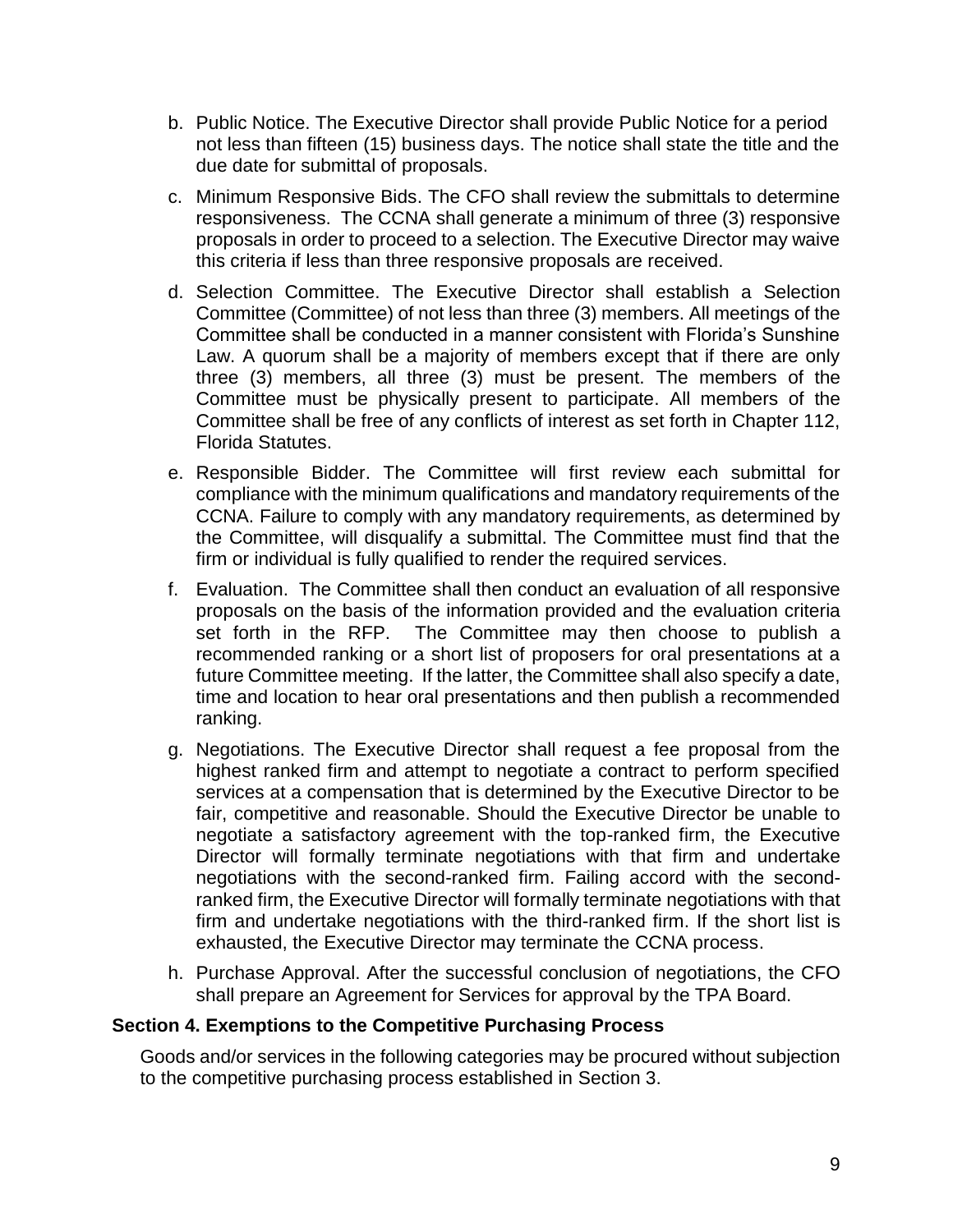b. Public Notice. The Executive Director shall provide Public Notice for a period not less than fifteen (15) business days. The notice shall state the title and the due date for submittal of proposals.

c. Minimum Responsive Bids. The CFO shall review the submittals to determine responsiveness. The CCNA shall generate a minimum of three (3) responsive proposals in order to proceed to a selection. The Executive Director may waive this criteria if less than three responsive proposals are received.

d. Selection Committee. The Executive Director shall establish a Selection Committee (Committee) of not less than three (3) members. All meetings of the Committee shall be conducted in a manner consistent with Florida's Sunshine Law. A quorum shall be a majority of members except that if there are only three (3) members, all three (3) must be present. The members of the Committee must be physically present to participate. All members of the Committee shall be free of any conflicts of interest as set forth in Chapter 112, Florida Statutes.

e. Responsible Bidder. The Committee will first review each submittal for compliance with the minimum qualifications and mandatory requirements of the CCNA. Failure to comply with any mandatory requirements, as determined by the Committee, will disqualify a submittal. The Committee must find that the firm or individual is fully qualified to render the required services.

f. Evaluation. The Committee shall then conduct an evaluation of all responsive proposals on the basis of the information provided and the evaluation criteria set forth in the RFP. The Committee may then choose to publish a recommended ranking or a short list of proposers for oral presentations at a future Committee meeting. If the latter, the Committee shall also specify a date, time and location to hear oral presentations and then publish a recommended ranking.

g. Negotiations. The Executive Director shall request a fee proposal from the highest ranked firm and attempt to negotiate a contract to perform specified services at a compensation that is determined by the Executive Director to be fair, competitive and reasonable. Should the Executive Director be unable to negotiate a satisfactory agreement with the top-ranked firm, the Executive Director will formally terminate negotiations with that firm and undertake negotiations with the second-ranked firm. Failing accord with the second-ranked firm, the Executive Director will formally terminate negotiations with that firm and undertake negotiations with the third-ranked firm. If the short list is exhausted, the Executive Director may terminate the CCNA process.

h. Purchase Approval. After the successful conclusion of negotiations, the CFO shall prepare an Agreement for Services for approval by the TPA Board.

### Section 4. Exemptions to the Competitive Purchasing Process

Goods and/or services in the following categories may be procured without subjection to the competitive purchasing process established in Section 3.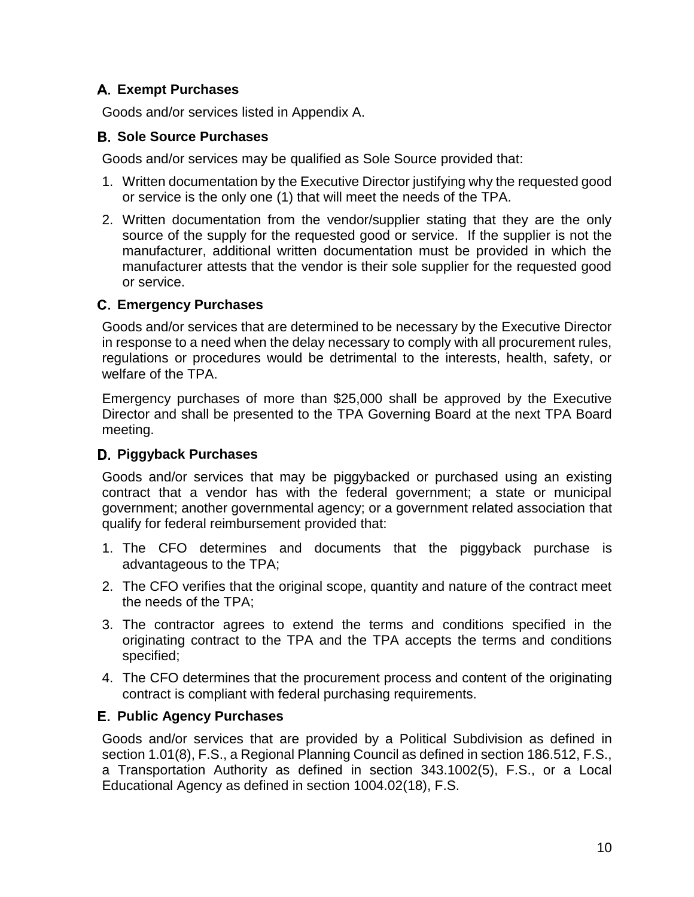### A. Exempt Purchases

Goods and/or services listed in Appendix A.

### B. Sole Source Purchases

Goods and/or services may be qualified as Sole Source provided that:

1. Written documentation by the Executive Director justifying why the requested good or service is the only one (1) that will meet the needs of the TPA.
2. Written documentation from the vendor/supplier stating that they are the only source of the supply for the requested good or service. If the supplier is not the manufacturer, additional written documentation must be provided in which the manufacturer attests that the vendor is their sole supplier for the requested good or service.

### C. Emergency Purchases

Goods and/or services that are determined to be necessary by the Executive Director in response to a need when the delay necessary to comply with all procurement rules, regulations or procedures would be detrimental to the interests, health, safety, or welfare of the TPA.

Emergency purchases of more than $25,000 shall be approved by the Executive Director and shall be presented to the TPA Governing Board at the next TPA Board meeting.

### D. Piggyback Purchases

Goods and/or services that may be piggybacked or purchased using an existing contract that a vendor has with the federal government; a state or municipal government; another governmental agency; or a government related association that qualify for federal reimbursement provided that:

1. The CFO determines and documents that the piggyback purchase is advantageous to the TPA;
2. The CFO verifies that the original scope, quantity and nature of the contract meet the needs of the TPA;
3. The contractor agrees to extend the terms and conditions specified in the originating contract to the TPA and the TPA accepts the terms and conditions specified;
4. The CFO determines that the procurement process and content of the originating contract is compliant with federal purchasing requirements.

### E. Public Agency Purchases

Goods and/or services that are provided by a Political Subdivision as defined in section 1.01(8), F.S., a Regional Planning Council as defined in section 186.512, F.S., a Transportation Authority as defined in section 343.1002(5), F.S., or a Local Educational Agency as defined in section 1004.02(18), F.S.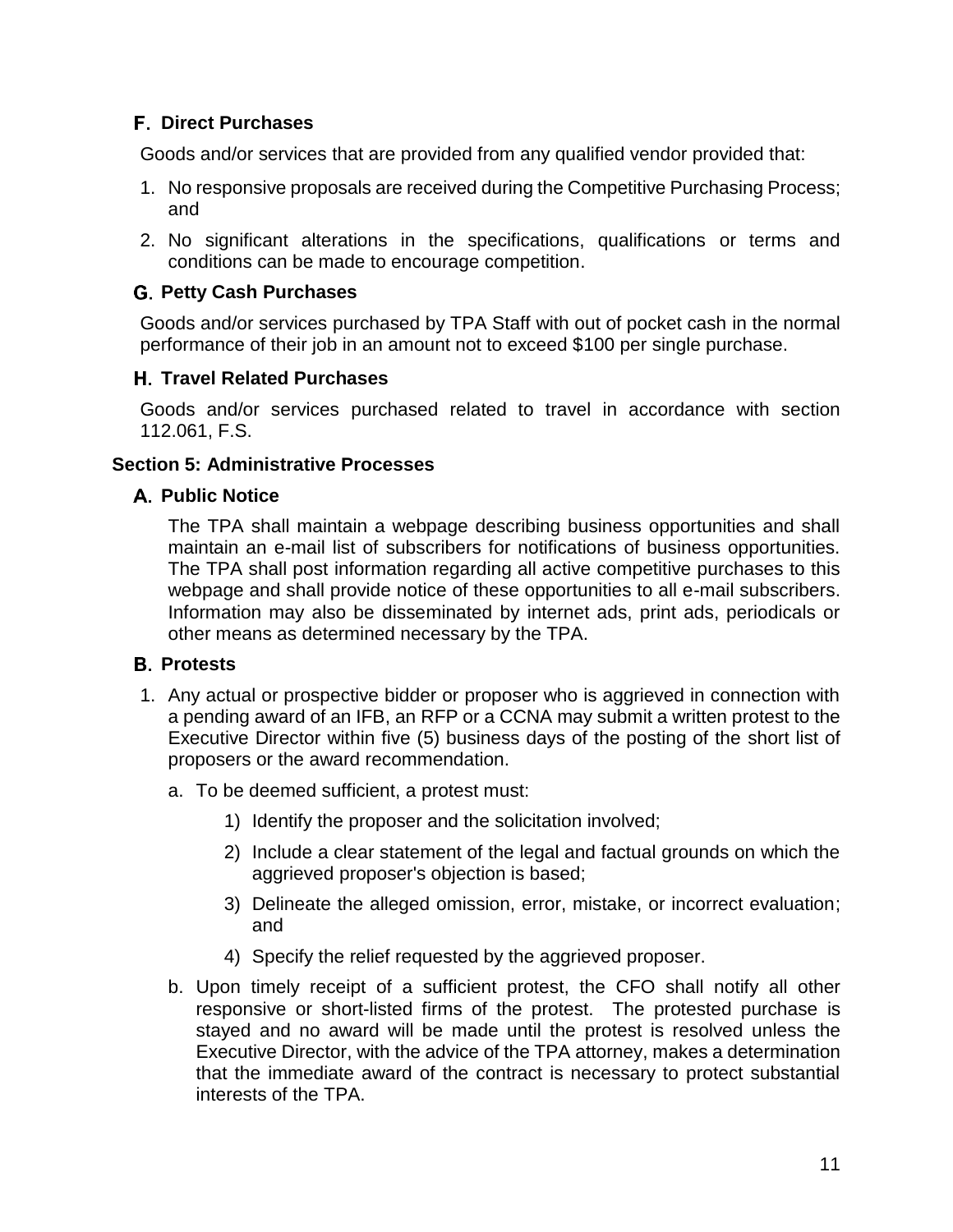### F. Direct Purchases

Goods and/or services that are provided from any qualified vendor provided that:

1. No responsive proposals are received during the Competitive Purchasing Process; and
2. No significant alterations in the specifications, qualifications or terms and conditions can be made to encourage competition.

### G. Petty Cash Purchases

Goods and/or services purchased by TPA Staff with out of pocket cash in the normal performance of their job in an amount not to exceed $100 per single purchase.

### H. Travel Related Purchases

Goods and/or services purchased related to travel in accordance with section 112.061, F.S.

## Section 5: Administrative Processes

### A. Public Notice

The TPA shall maintain a webpage describing business opportunities and shall maintain an e-mail list of subscribers for notifications of business opportunities. The TPA shall post information regarding all active competitive purchases to this webpage and shall provide notice of these opportunities to all e-mail subscribers. Information may also be disseminated by internet ads, print ads, periodicals or other means as determined necessary by the TPA.

### B. Protests

1. Any actual or prospective bidder or proposer who is aggrieved in connection with a pending award of an IFB, an RFP or a CCNA may submit a written protest to the Executive Director within five (5) business days of the posting of the short list of proposers or the award recommendation.
   a. To be deemed sufficient, a protest must:
      1) Identify the proposer and the solicitation involved;
      2) Include a clear statement of the legal and factual grounds on which the aggrieved proposer's objection is based;
      3) Delineate the alleged omission, error, mistake, or incorrect evaluation; and
      4) Specify the relief requested by the aggrieved proposer.
   b. Upon timely receipt of a sufficient protest, the CFO shall notify all other responsive or short-listed firms of the protest. The protested purchase is stayed and no award will be made until the protest is resolved unless the Executive Director, with the advice of the TPA attorney, makes a determination that the immediate award of the contract is necessary to protect substantial interests of the TPA.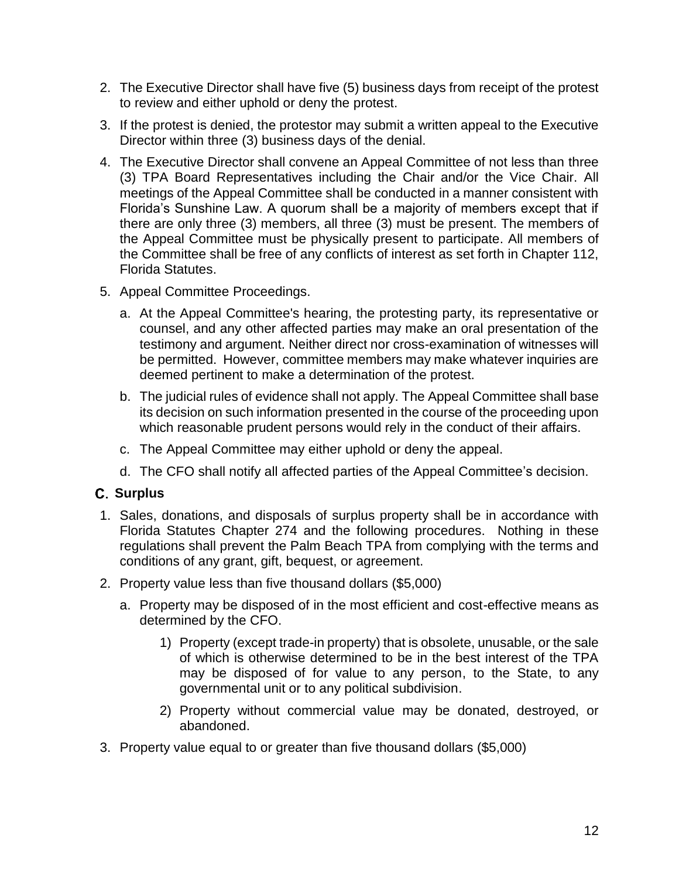2. The Executive Director shall have five (5) business days from receipt of the protest to review and either uphold or deny the protest.
3. If the protest is denied, the protestor may submit a written appeal to the Executive Director within three (3) business days of the denial.
4. The Executive Director shall convene an Appeal Committee of not less than three (3) TPA Board Representatives including the Chair and/or the Vice Chair. All meetings of the Appeal Committee shall be conducted in a manner consistent with Florida's Sunshine Law. A quorum shall be a majority of members except that if there are only three (3) members, all three (3) must be present. The members of the Appeal Committee must be physically present to participate. All members of the Committee shall be free of any conflicts of interest as set forth in Chapter 112, Florida Statutes.
5. Appeal Committee Proceedings.
   a. At the Appeal Committee's hearing, the protesting party, its representative or counsel, and any other affected parties may make an oral presentation of the testimony and argument. Neither direct nor cross-examination of witnesses will be permitted. However, committee members may make whatever inquiries are deemed pertinent to make a determination of the protest.
   b. The judicial rules of evidence shall not apply. The Appeal Committee shall base its decision on such information presented in the course of the proceeding upon which reasonable prudent persons would rely in the conduct of their affairs.
   c. The Appeal Committee may either uphold or deny the appeal.
   d. The CFO shall notify all affected parties of the Appeal Committee's decision.

## C. Surplus

1. Sales, donations, and disposals of surplus property shall be in accordance with Florida Statutes Chapter 274 and the following procedures. Nothing in these regulations shall prevent the Palm Beach TPA from complying with the terms and conditions of any grant, gift, bequest, or agreement.
2. Property value less than five thousand dollars ($5,000)
   a. Property may be disposed of in the most efficient and cost-effective means as determined by the CFO.
      1) Property (except trade-in property) that is obsolete, unusable, or the sale of which is otherwise determined to be in the best interest of the TPA may be disposed of for value to any person, to the State, to any governmental unit or to any political subdivision.
      2) Property without commercial value may be donated, destroyed, or abandoned.
3. Property value equal to or greater than five thousand dollars ($5,000)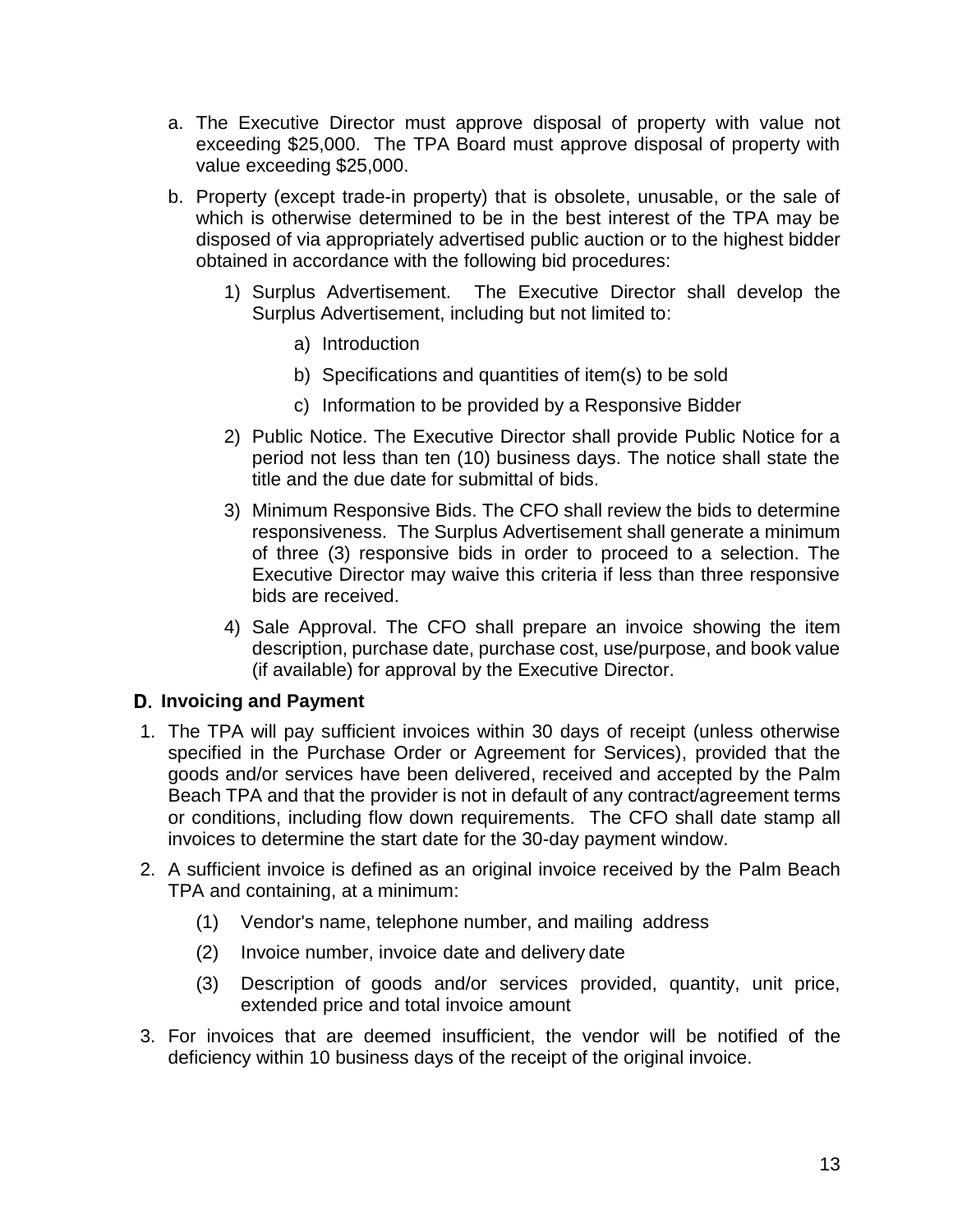a. The Executive Director must approve disposal of property with value not exceeding $25,000. The TPA Board must approve disposal of property with value exceeding $25,000.

b. Property (except trade-in property) that is obsolete, unusable, or the sale of which is otherwise determined to be in the best interest of the TPA may be disposed of via appropriately advertised public auction or to the highest bidder obtained in accordance with the following bid procedures:

   1) Surplus Advertisement. The Executive Director shall develop the Surplus Advertisement, including but not limited to:

      a) Introduction

      b) Specifications and quantities of item(s) to be sold

      c) Information to be provided by a Responsive Bidder

   2) Public Notice. The Executive Director shall provide Public Notice for a period not less than ten (10) business days. The notice shall state the title and the due date for submittal of bids.

   3) Minimum Responsive Bids. The CFO shall review the bids to determine responsiveness. The Surplus Advertisement shall generate a minimum of three (3) responsive bids in order to proceed to a selection. The Executive Director may waive this criteria if less than three responsive bids are received.

   4) Sale Approval. The CFO shall prepare an invoice showing the item description, purchase date, purchase cost, use/purpose, and book value (if available) for approval by the Executive Director.

## D. Invoicing and Payment

1. The TPA will pay sufficient invoices within 30 days of receipt (unless otherwise specified in the Purchase Order or Agreement for Services), provided that the goods and/or services have been delivered, received and accepted by the Palm Beach TPA and that the provider is not in default of any contract/agreement terms or conditions, including flow down requirements. The CFO shall date stamp all invoices to determine the start date for the 30-day payment window.

2. A sufficient invoice is defined as an original invoice received by the Palm Beach TPA and containing, at a minimum:

   (1) Vendor's name, telephone number, and mailing address

   (2) Invoice number, invoice date and delivery date

   (3) Description of goods and/or services provided, quantity, unit price, extended price and total invoice amount

3. For invoices that are deemed insufficient, the vendor will be notified of the deficiency within 10 business days of the receipt of the original invoice.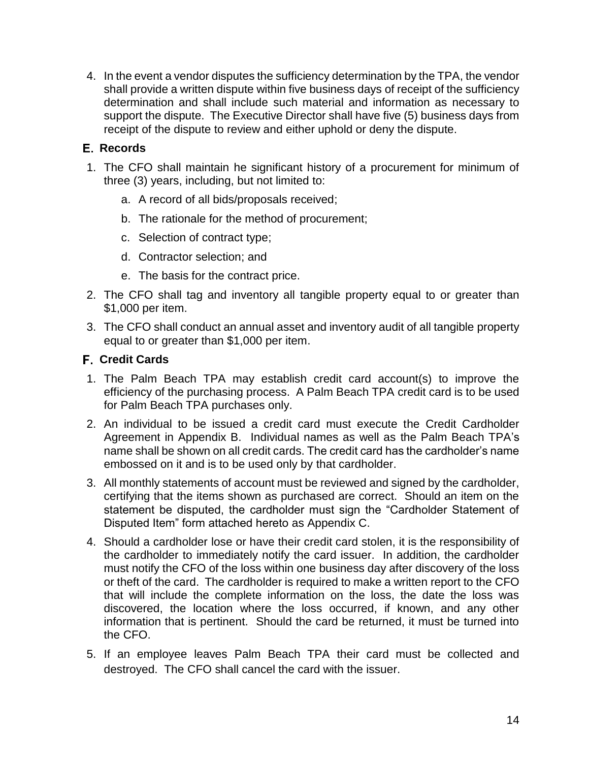4. In the event a vendor disputes the sufficiency determination by the TPA, the vendor shall provide a written dispute within five business days of receipt of the sufficiency determination and shall include such material and information as necessary to support the dispute. The Executive Director shall have five (5) business days from receipt of the dispute to review and either uphold or deny the dispute.

## E. Records

1. The CFO shall maintain he significant history of a procurement for minimum of three (3) years, including, but not limited to:
    a. A record of all bids/proposals received;
    b. The rationale for the method of procurement;
    c. Selection of contract type;
    d. Contractor selection; and
    e. The basis for the contract price.
2. The CFO shall tag and inventory all tangible property equal to or greater than $1,000 per item.
3. The CFO shall conduct an annual asset and inventory audit of all tangible property equal to or greater than $1,000 per item.

## F. Credit Cards

1. The Palm Beach TPA may establish credit card account(s) to improve the efficiency of the purchasing process. A Palm Beach TPA credit card is to be used for Palm Beach TPA purchases only.
2. An individual to be issued a credit card must execute the Credit Cardholder Agreement in Appendix B. Individual names as well as the Palm Beach TPA's name shall be shown on all credit cards. The credit card has the cardholder's name embossed on it and is to be used only by that cardholder.
3. All monthly statements of account must be reviewed and signed by the cardholder, certifying that the items shown as purchased are correct. Should an item on the statement be disputed, the cardholder must sign the "Cardholder Statement of Disputed Item" form attached hereto as Appendix C.
4. Should a cardholder lose or have their credit card stolen, it is the responsibility of the cardholder to immediately notify the card issuer. In addition, the cardholder must notify the CFO of the loss within one business day after discovery of the loss or theft of the card. The cardholder is required to make a written report to the CFO that will include the complete information on the loss, the date the loss was discovered, the location where the loss occurred, if known, and any other information that is pertinent. Should the card be returned, it must be turned into the CFO.
5. If an employee leaves Palm Beach TPA their card must be collected and destroyed. The CFO shall cancel the card with the issuer.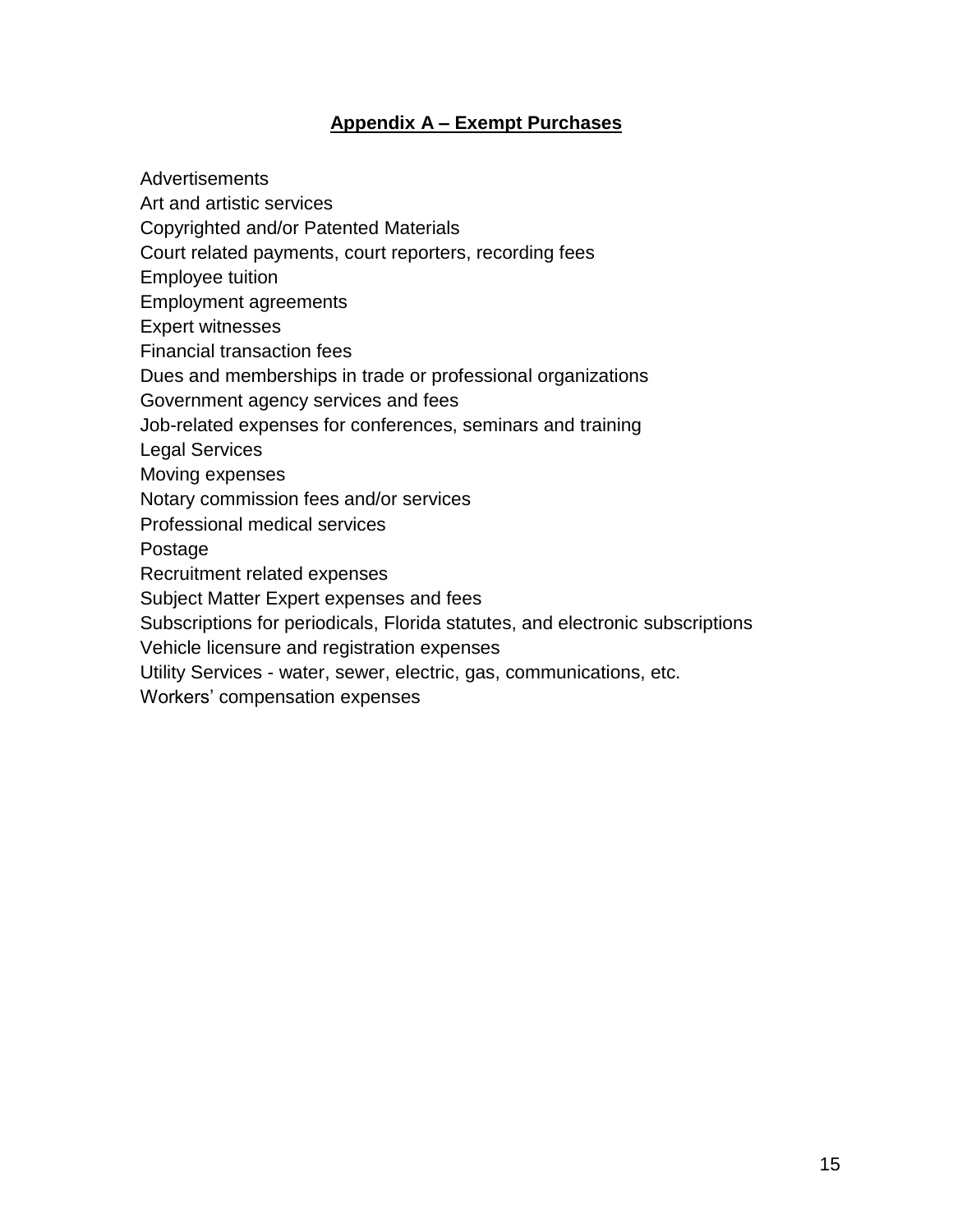## **Appendix A – Exempt Purchases**

Advertisements
Art and artistic services
Copyrighted and/or Patented Materials
Court related payments, court reporters, recording fees
Employee tuition
Employment agreements
Expert witnesses
Financial transaction fees
Dues and memberships in trade or professional organizations
Government agency services and fees
Job-related expenses for conferences, seminars and training
Legal Services
Moving expenses
Notary commission fees and/or services
Professional medical services
Postage
Recruitment related expenses
Subject Matter Expert expenses and fees
Subscriptions for periodicals, Florida statutes, and electronic subscriptions
Vehicle licensure and registration expenses
Utility Services - water, sewer, electric, gas, communications, etc.
Workers' compensation expenses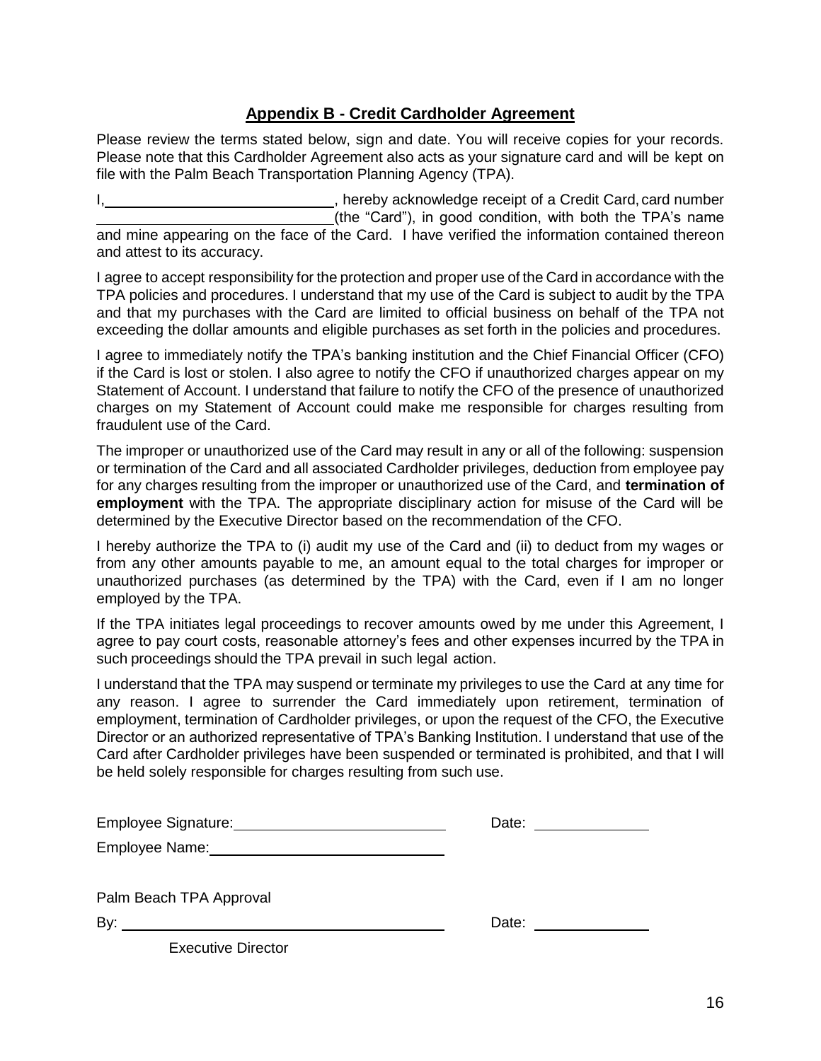## Appendix B - Credit Cardholder Agreement

Please review the terms stated below, sign and date. You will receive copies for your records. Please note that this Cardholder Agreement also acts as your signature card and will be kept on file with the Palm Beach Transportation Planning Agency (TPA).

I,\_\_\_\_\_\_\_\_\_\_\_\_\_\_\_\_\_\_\_\_\_\_\_\_\_\_\_\_, hereby acknowledge receipt of a Credit Card, card number \_\_\_\_\_\_\_\_\_\_\_\_\_\_\_\_\_\_\_\_\_\_\_\_\_\_\_\_(the "Card"), in good condition, with both the TPA's name and mine appearing on the face of the Card. I have verified the information contained thereon and attest to its accuracy.

I agree to accept responsibility for the protection and proper use of the Card in accordance with the TPA policies and procedures. I understand that my use of the Card is subject to audit by the TPA and that my purchases with the Card are limited to official business on behalf of the TPA not exceeding the dollar amounts and eligible purchases as set forth in the policies and procedures.

I agree to immediately notify the TPA's banking institution and the Chief Financial Officer (CFO) if the Card is lost or stolen. I also agree to notify the CFO if unauthorized charges appear on my Statement of Account. I understand that failure to notify the CFO of the presence of unauthorized charges on my Statement of Account could make me responsible for charges resulting from fraudulent use of the Card.

The improper or unauthorized use of the Card may result in any or all of the following: suspension or termination of the Card and all associated Cardholder privileges, deduction from employee pay for any charges resulting from the improper or unauthorized use of the Card, and **termination of employment** with the TPA. The appropriate disciplinary action for misuse of the Card will be determined by the Executive Director based on the recommendation of the CFO.

I hereby authorize the TPA to (i) audit my use of the Card and (ii) to deduct from my wages or from any other amounts payable to me, an amount equal to the total charges for improper or unauthorized purchases (as determined by the TPA) with the Card, even if I am no longer employed by the TPA.

If the TPA initiates legal proceedings to recover amounts owed by me under this Agreement, I agree to pay court costs, reasonable attorney's fees and other expenses incurred by the TPA in such proceedings should the TPA prevail in such legal action.

I understand that the TPA may suspend or terminate my privileges to use the Card at any time for any reason. I agree to surrender the Card immediately upon retirement, termination of employment, termination of Cardholder privileges, or upon the request of the CFO, the Executive Director or an authorized representative of TPA's Banking Institution. I understand that use of the Card after Cardholder privileges have been suspended or terminated is prohibited, and that I will be held solely responsible for charges resulting from such use.

Employee Signature:\_\_\_\_\_\_\_\_\_\_\_\_\_\_\_\_\_\_\_\_\_\_\_\_\_\_ Date: \_\_\_\_\_\_\_\_\_\_\_\_\_\_

Employee Name:\_\_\_\_\_\_\_\_\_\_\_\_\_\_\_\_\_\_\_\_\_\_\_\_\_\_\_\_\_\_

Palm Beach TPA Approval

By: \_\_\_\_\_\_\_\_\_\_\_\_\_\_\_\_\_\_\_\_\_\_\_\_\_\_\_\_\_\_\_\_\_\_\_\_\_\_\_\_ Date: \_\_\_\_\_\_\_\_\_\_\_\_\_\_

Executive Director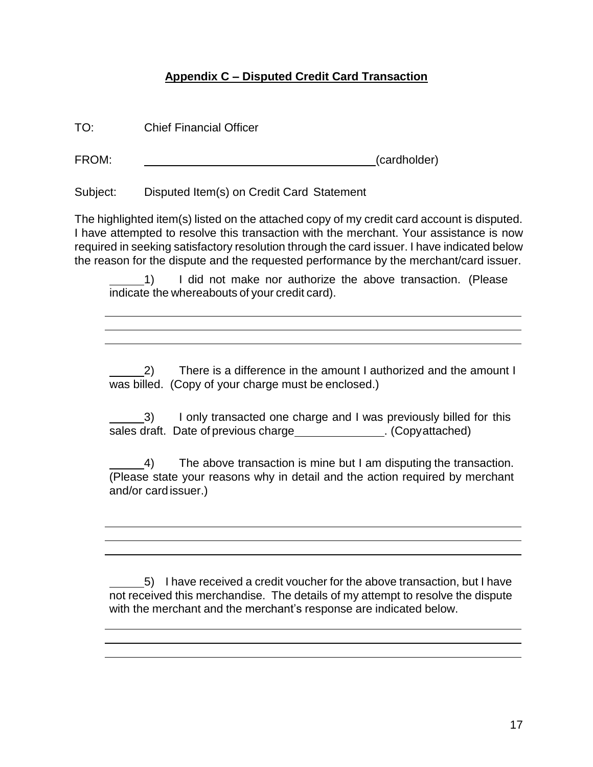## Appendix C – Disputed Credit Card Transaction

TO: Chief Financial Officer

FROM: ____________________________________(cardholder)

Subject: Disputed Item(s) on Credit Card Statement

The highlighted item(s) listed on the attached copy of my credit card account is disputed. I have attempted to resolve this transaction with the merchant. Your assistance is now required in seeking satisfactory resolution through the card issuer. I have indicated below the reason for the dispute and the requested performance by the merchant/card issuer.

_____1) I did not make nor authorize the above transaction. (Please indicate the whereabouts of your credit card).

______________________________________________________________________

______________________________________________________________________

______________________________________________________________________

_____2) There is a difference in the amount I authorized and the amount I was billed. (Copy of your charge must be enclosed.)

_____3) I only transacted one charge and I was previously billed for this sales draft. Date of previous charge______________. (Copy attached)

_____4) The above transaction is mine but I am disputing the transaction. (Please state your reasons why in detail and the action required by merchant and/or card issuer.)

______________________________________________________________________

______________________________________________________________________

______________________________________________________________________

_____5) I have received a credit voucher for the above transaction, but I have not received this merchandise. The details of my attempt to resolve the dispute with the merchant and the merchant's response are indicated below.

______________________________________________________________________

______________________________________________________________________

______________________________________________________________________